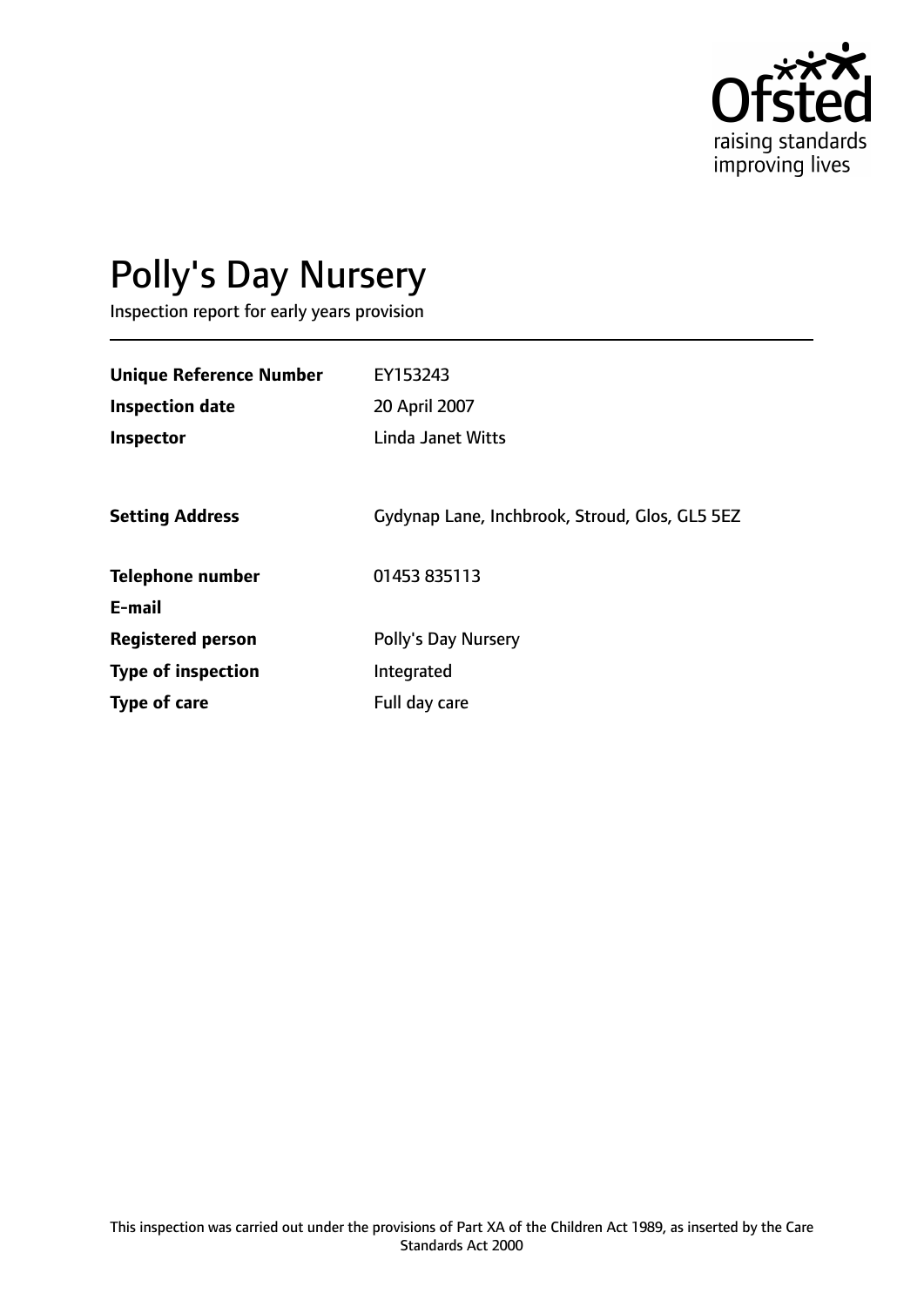Ofsted
raising standards
improving lives

# Polly's Day Nursery

Inspection report for early years provision

| | |
|---|---|
| **Unique Reference Number** | EY153243 |
| **Inspection date** | 20 April 2007 |
| **Inspector** | Linda Janet Witts |
| | |
| **Setting Address** | Gydynap Lane, Inchbrook, Stroud, Glos, GL5 5EZ |
| | |
| **Telephone number** | 01453 835113 |
| **E-mail** | |
| **Registered person** | Polly's Day Nursery |
| **Type of inspection** | Integrated |
| **Type of care** | Full day care |

This inspection was carried out under the provisions of Part XA of the Children Act 1989, as inserted by the Care Standards Act 2000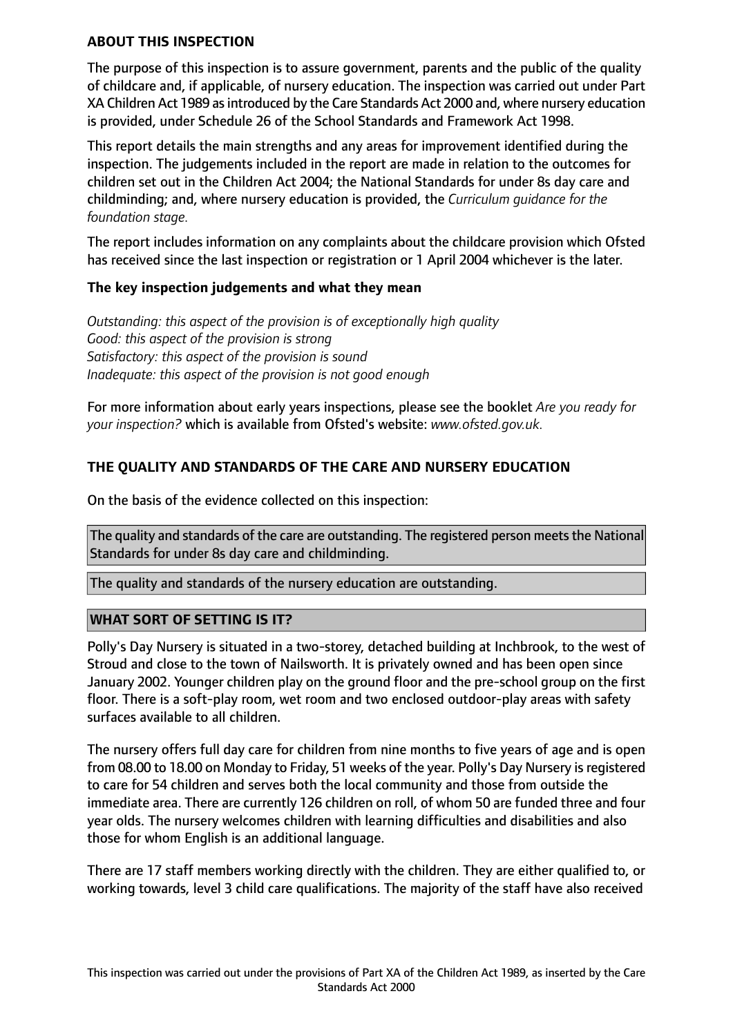**ABOUT THIS INSPECTION**

The purpose of this inspection is to assure government, parents and the public of the quality of childcare and, if applicable, of nursery education. The inspection was carried out under Part XA Children Act 1989 as introduced by the Care Standards Act 2000 and, where nursery education is provided, under Schedule 26 of the School Standards and Framework Act 1998.

This report details the main strengths and any areas for improvement identified during the inspection. The judgements included in the report are made in relation to the outcomes for children set out in the Children Act 2004; the National Standards for under 8s day care and childminding; and, where nursery education is provided, the *Curriculum guidance for the foundation stage.*

The report includes information on any complaints about the childcare provision which Ofsted has received since the last inspection or registration or 1 April 2004 whichever is the later.

**The key inspection judgements and what they mean**

*Outstanding: this aspect of the provision is of exceptionally high quality*
*Good: this aspect of the provision is strong*
*Satisfactory: this aspect of the provision is sound*
*Inadequate: this aspect of the provision is not good enough*

For more information about early years inspections, please see the booklet *Are you ready for your inspection?* which is available from Ofsted's website: *www.ofsted.gov.uk.*

**THE QUALITY AND STANDARDS OF THE CARE AND NURSERY EDUCATION**

On the basis of the evidence collected on this inspection:

The quality and standards of the care are outstanding. The registered person meets the National Standards for under 8s day care and childminding.

The quality and standards of the nursery education are outstanding.

**WHAT SORT OF SETTING IS IT?**

Polly's Day Nursery is situated in a two-storey, detached building at Inchbrook, to the west of Stroud and close to the town of Nailsworth. It is privately owned and has been open since January 2002. Younger children play on the ground floor and the pre-school group on the first floor. There is a soft-play room, wet room and two enclosed outdoor-play areas with safety surfaces available to all children.

The nursery offers full day care for children from nine months to five years of age and is open from 08.00 to 18.00 on Monday to Friday, 51 weeks of the year. Polly's Day Nursery is registered to care for 54 children and serves both the local community and those from outside the immediate area. There are currently 126 children on roll, of whom 50 are funded three and four year olds. The nursery welcomes children with learning difficulties and disabilities and also those for whom English is an additional language.

There are 17 staff members working directly with the children. They are either qualified to, or working towards, level 3 child care qualifications. The majority of the staff have also received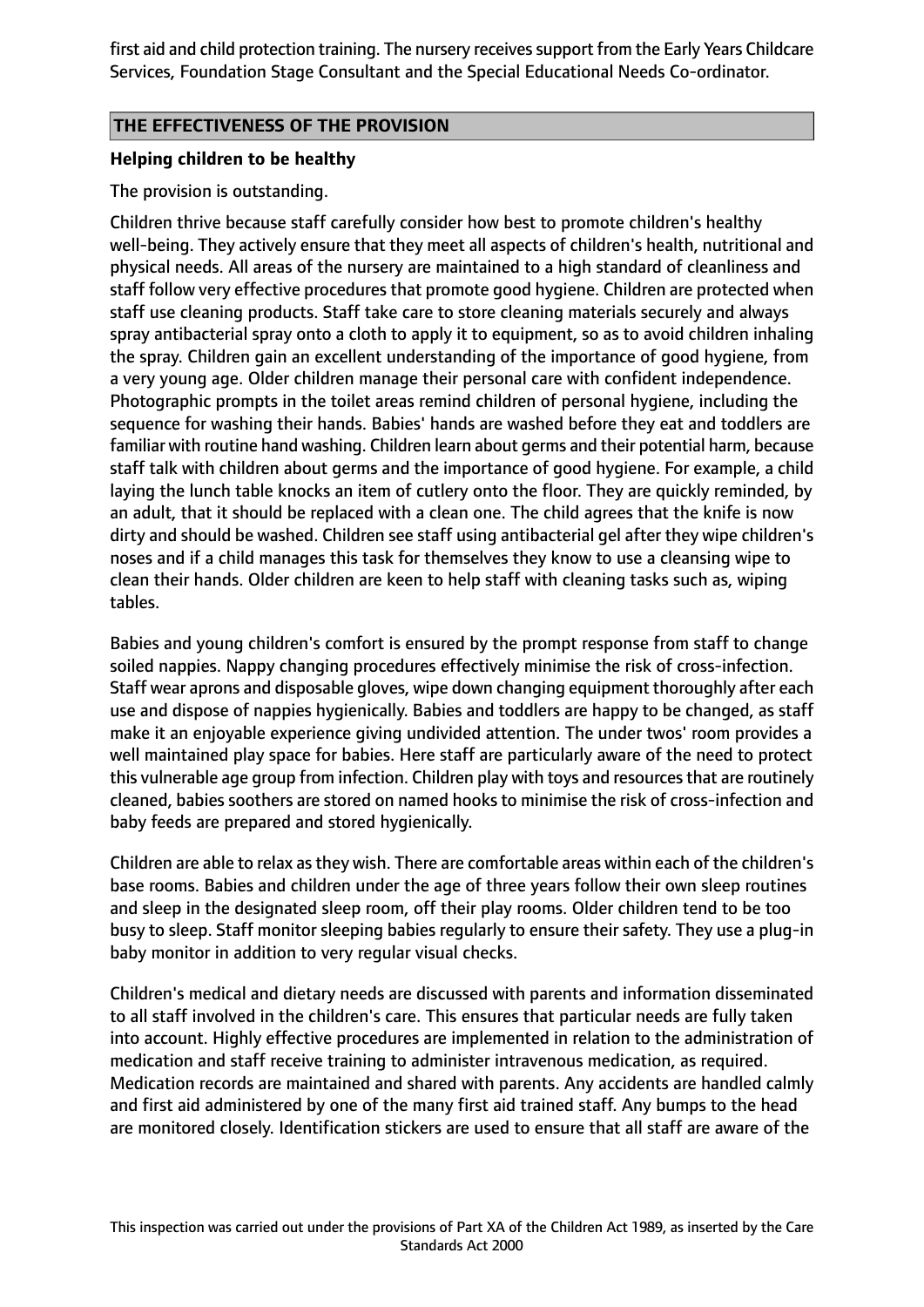first aid and child protection training. The nursery receives support from the Early Years Childcare Services, Foundation Stage Consultant and the Special Educational Needs Co-ordinator.

## THE EFFECTIVENESS OF THE PROVISION

**Helping children to be healthy**

The provision is outstanding.

Children thrive because staff carefully consider how best to promote children's healthy well-being. They actively ensure that they meet all aspects of children's health, nutritional and physical needs. All areas of the nursery are maintained to a high standard of cleanliness and staff follow very effective procedures that promote good hygiene. Children are protected when staff use cleaning products. Staff take care to store cleaning materials securely and always spray antibacterial spray onto a cloth to apply it to equipment, so as to avoid children inhaling the spray. Children gain an excellent understanding of the importance of good hygiene, from a very young age. Older children manage their personal care with confident independence. Photographic prompts in the toilet areas remind children of personal hygiene, including the sequence for washing their hands. Babies' hands are washed before they eat and toddlers are familiar with routine hand washing. Children learn about germs and their potential harm, because staff talk with children about germs and the importance of good hygiene. For example, a child laying the lunch table knocks an item of cutlery onto the floor. They are quickly reminded, by an adult, that it should be replaced with a clean one. The child agrees that the knife is now dirty and should be washed. Children see staff using antibacterial gel after they wipe children's noses and if a child manages this task for themselves they know to use a cleansing wipe to clean their hands. Older children are keen to help staff with cleaning tasks such as, wiping tables.

Babies and young children's comfort is ensured by the prompt response from staff to change soiled nappies. Nappy changing procedures effectively minimise the risk of cross-infection. Staff wear aprons and disposable gloves, wipe down changing equipment thoroughly after each use and dispose of nappies hygienically. Babies and toddlers are happy to be changed, as staff make it an enjoyable experience giving undivided attention. The under twos' room provides a well maintained play space for babies. Here staff are particularly aware of the need to protect this vulnerable age group from infection. Children play with toys and resources that are routinely cleaned, babies soothers are stored on named hooks to minimise the risk of cross-infection and baby feeds are prepared and stored hygienically.

Children are able to relax as they wish. There are comfortable areas within each of the children's base rooms. Babies and children under the age of three years follow their own sleep routines and sleep in the designated sleep room, off their play rooms. Older children tend to be too busy to sleep. Staff monitor sleeping babies regularly to ensure their safety. They use a plug-in baby monitor in addition to very regular visual checks.

Children's medical and dietary needs are discussed with parents and information disseminated to all staff involved in the children's care. This ensures that particular needs are fully taken into account. Highly effective procedures are implemented in relation to the administration of medication and staff receive training to administer intravenous medication, as required. Medication records are maintained and shared with parents. Any accidents are handled calmly and first aid administered by one of the many first aid trained staff. Any bumps to the head are monitored closely. Identification stickers are used to ensure that all staff are aware of the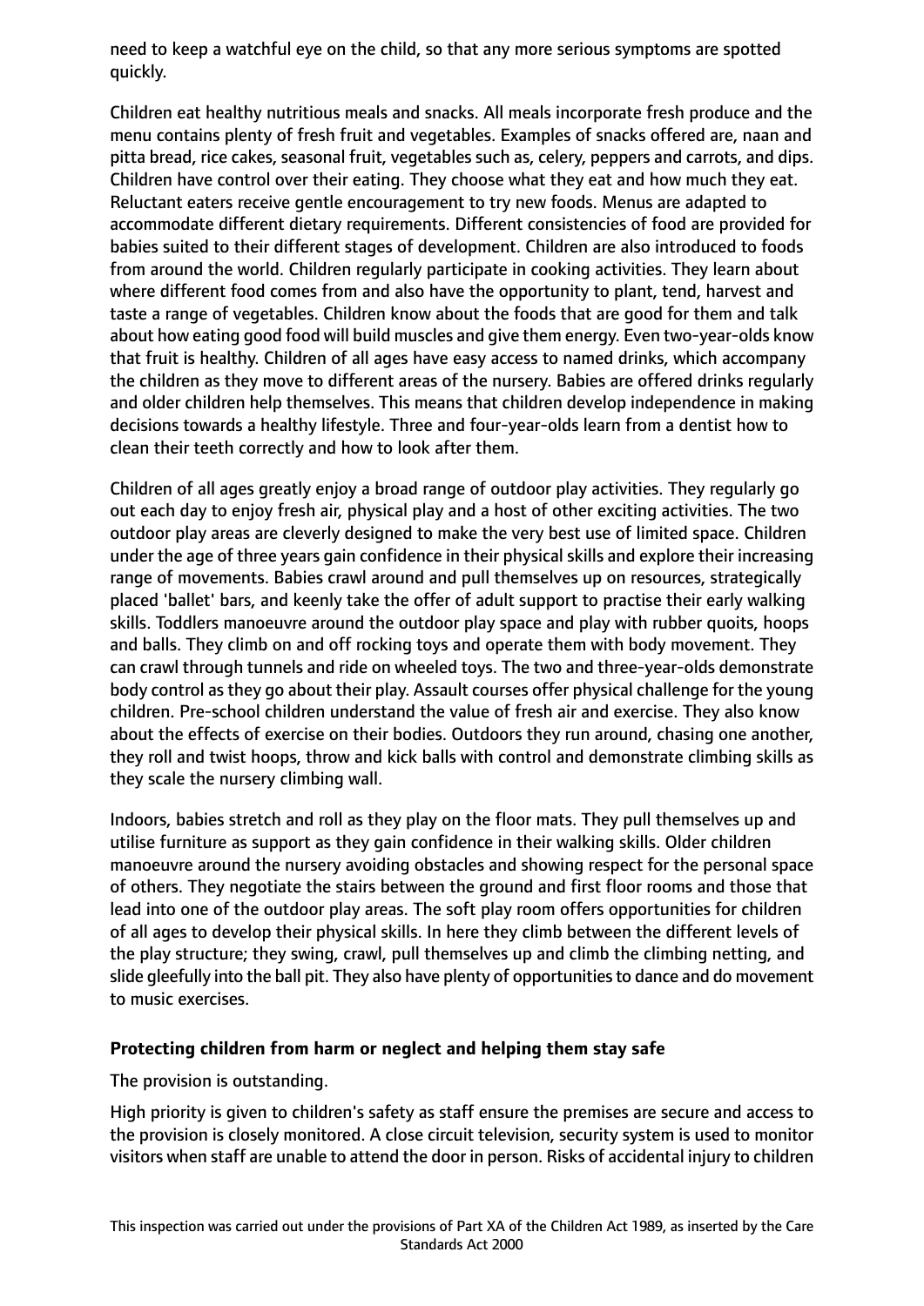need to keep a watchful eye on the child, so that any more serious symptoms are spotted quickly.

Children eat healthy nutritious meals and snacks. All meals incorporate fresh produce and the menu contains plenty of fresh fruit and vegetables. Examples of snacks offered are, naan and pitta bread, rice cakes, seasonal fruit, vegetables such as, celery, peppers and carrots, and dips. Children have control over their eating. They choose what they eat and how much they eat. Reluctant eaters receive gentle encouragement to try new foods. Menus are adapted to accommodate different dietary requirements. Different consistencies of food are provided for babies suited to their different stages of development. Children are also introduced to foods from around the world. Children regularly participate in cooking activities. They learn about where different food comes from and also have the opportunity to plant, tend, harvest and taste a range of vegetables. Children know about the foods that are good for them and talk about how eating good food will build muscles and give them energy. Even two-year-olds know that fruit is healthy. Children of all ages have easy access to named drinks, which accompany the children as they move to different areas of the nursery. Babies are offered drinks regularly and older children help themselves. This means that children develop independence in making decisions towards a healthy lifestyle. Three and four-year-olds learn from a dentist how to clean their teeth correctly and how to look after them.

Children of all ages greatly enjoy a broad range of outdoor play activities. They regularly go out each day to enjoy fresh air, physical play and a host of other exciting activities. The two outdoor play areas are cleverly designed to make the very best use of limited space. Children under the age of three years gain confidence in their physical skills and explore their increasing range of movements. Babies crawl around and pull themselves up on resources, strategically placed 'ballet' bars, and keenly take the offer of adult support to practise their early walking skills. Toddlers manoeuvre around the outdoor play space and play with rubber quoits, hoops and balls. They climb on and off rocking toys and operate them with body movement. They can crawl through tunnels and ride on wheeled toys. The two and three-year-olds demonstrate body control as they go about their play. Assault courses offer physical challenge for the young children. Pre-school children understand the value of fresh air and exercise. They also know about the effects of exercise on their bodies. Outdoors they run around, chasing one another, they roll and twist hoops, throw and kick balls with control and demonstrate climbing skills as they scale the nursery climbing wall.

Indoors, babies stretch and roll as they play on the floor mats. They pull themselves up and utilise furniture as support as they gain confidence in their walking skills. Older children manoeuvre around the nursery avoiding obstacles and showing respect for the personal space of others. They negotiate the stairs between the ground and first floor rooms and those that lead into one of the outdoor play areas. The soft play room offers opportunities for children of all ages to develop their physical skills. In here they climb between the different levels of the play structure; they swing, crawl, pull themselves up and climb the climbing netting, and slide gleefully into the ball pit. They also have plenty of opportunities to dance and do movement to music exercises.

**Protecting children from harm or neglect and helping them stay safe**

The provision is outstanding.

High priority is given to children's safety as staff ensure the premises are secure and access to the provision is closely monitored. A close circuit television, security system is used to monitor visitors when staff are unable to attend the door in person. Risks of accidental injury to children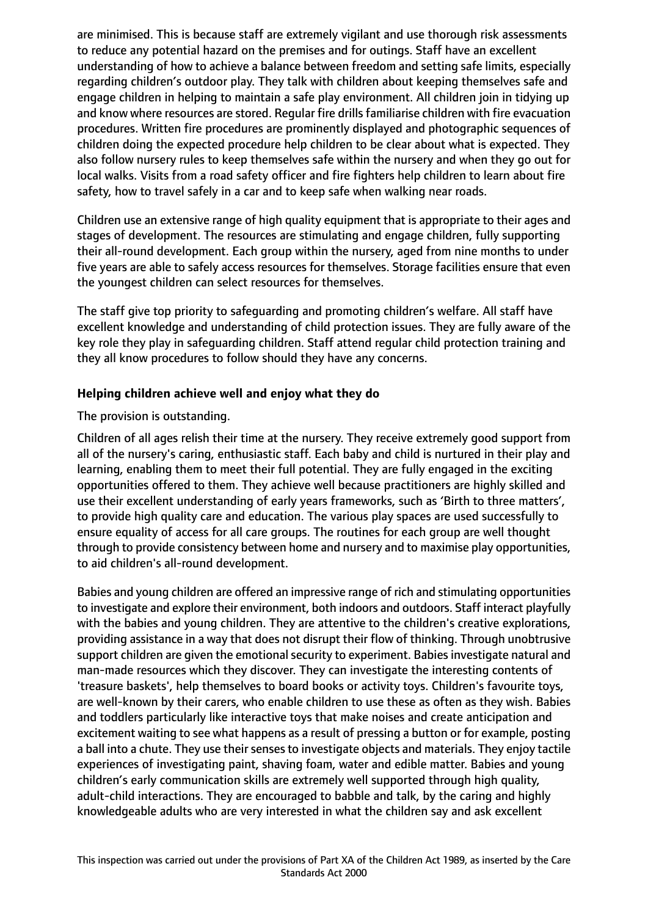are minimised. This is because staff are extremely vigilant and use thorough risk assessments to reduce any potential hazard on the premises and for outings. Staff have an excellent understanding of how to achieve a balance between freedom and setting safe limits, especially regarding children's outdoor play. They talk with children about keeping themselves safe and engage children in helping to maintain a safe play environment. All children join in tidying up and know where resources are stored. Regular fire drills familiarise children with fire evacuation procedures. Written fire procedures are prominently displayed and photographic sequences of children doing the expected procedure help children to be clear about what is expected. They also follow nursery rules to keep themselves safe within the nursery and when they go out for local walks. Visits from a road safety officer and fire fighters help children to learn about fire safety, how to travel safely in a car and to keep safe when walking near roads.

Children use an extensive range of high quality equipment that is appropriate to their ages and stages of development. The resources are stimulating and engage children, fully supporting their all-round development. Each group within the nursery, aged from nine months to under five years are able to safely access resources for themselves. Storage facilities ensure that even the youngest children can select resources for themselves.

The staff give top priority to safeguarding and promoting children's welfare. All staff have excellent knowledge and understanding of child protection issues. They are fully aware of the key role they play in safeguarding children. Staff attend regular child protection training and they all know procedures to follow should they have any concerns.

**Helping children achieve well and enjoy what they do**

The provision is outstanding.

Children of all ages relish their time at the nursery. They receive extremely good support from all of the nursery's caring, enthusiastic staff. Each baby and child is nurtured in their play and learning, enabling them to meet their full potential. They are fully engaged in the exciting opportunities offered to them. They achieve well because practitioners are highly skilled and use their excellent understanding of early years frameworks, such as 'Birth to three matters', to provide high quality care and education. The various play spaces are used successfully to ensure equality of access for all care groups. The routines for each group are well thought through to provide consistency between home and nursery and to maximise play opportunities, to aid children's all-round development.

Babies and young children are offered an impressive range of rich and stimulating opportunities to investigate and explore their environment, both indoors and outdoors. Staff interact playfully with the babies and young children. They are attentive to the children's creative explorations, providing assistance in a way that does not disrupt their flow of thinking. Through unobtrusive support children are given the emotional security to experiment. Babies investigate natural and man-made resources which they discover. They can investigate the interesting contents of 'treasure baskets', help themselves to board books or activity toys. Children's favourite toys, are well-known by their carers, who enable children to use these as often as they wish. Babies and toddlers particularly like interactive toys that make noises and create anticipation and excitement waiting to see what happens as a result of pressing a button or for example, posting a ball into a chute. They use their senses to investigate objects and materials. They enjoy tactile experiences of investigating paint, shaving foam, water and edible matter. Babies and young children's early communication skills are extremely well supported through high quality, adult-child interactions. They are encouraged to babble and talk, by the caring and highly knowledgeable adults who are very interested in what the children say and ask excellent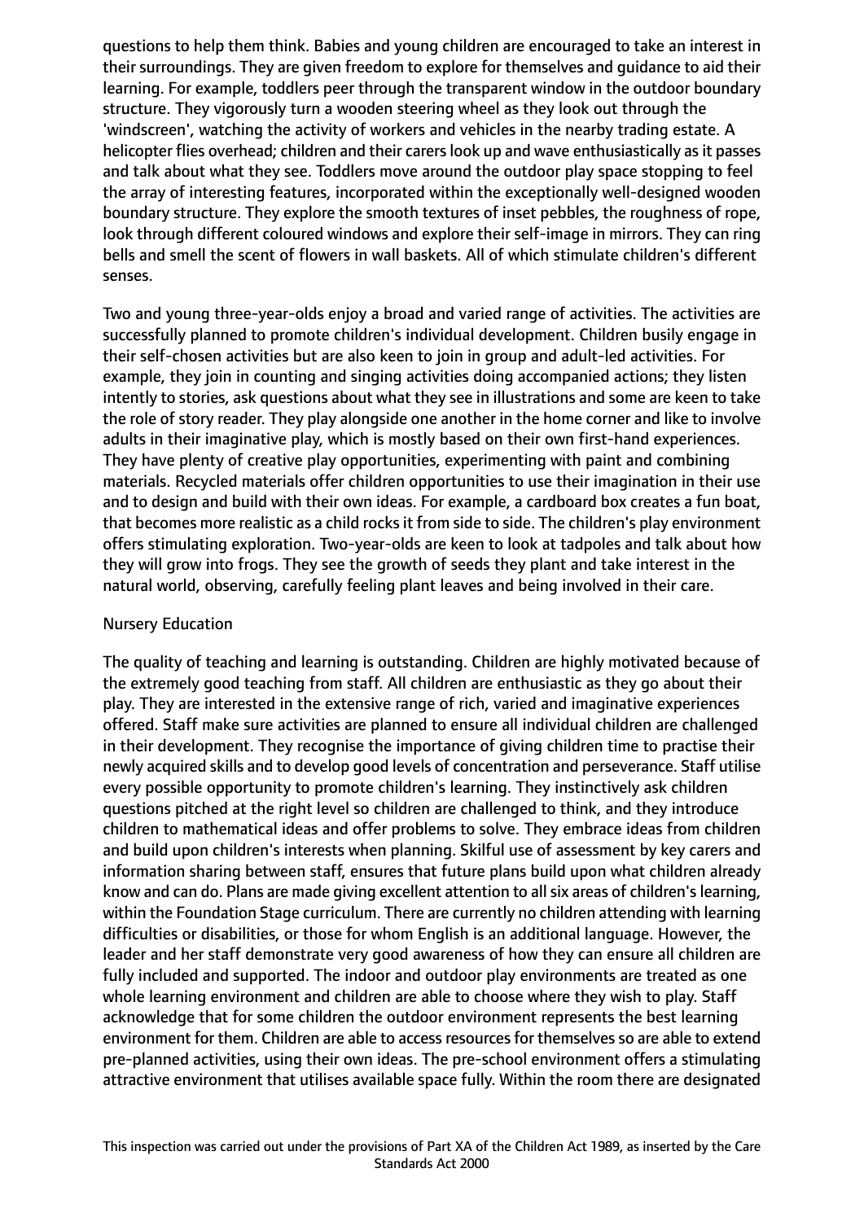questions to help them think. Babies and young children are encouraged to take an interest in their surroundings. They are given freedom to explore for themselves and guidance to aid their learning. For example, toddlers peer through the transparent window in the outdoor boundary structure. They vigorously turn a wooden steering wheel as they look out through the 'windscreen', watching the activity of workers and vehicles in the nearby trading estate. A helicopter flies overhead; children and their carers look up and wave enthusiastically as it passes and talk about what they see. Toddlers move around the outdoor play space stopping to feel the array of interesting features, incorporated within the exceptionally well-designed wooden boundary structure. They explore the smooth textures of inset pebbles, the roughness of rope, look through different coloured windows and explore their self-image in mirrors. They can ring bells and smell the scent of flowers in wall baskets. All of which stimulate children's different senses.

Two and young three-year-olds enjoy a broad and varied range of activities. The activities are successfully planned to promote children's individual development. Children busily engage in their self-chosen activities but are also keen to join in group and adult-led activities. For example, they join in counting and singing activities doing accompanied actions; they listen intently to stories, ask questions about what they see in illustrations and some are keen to take the role of story reader. They play alongside one another in the home corner and like to involve adults in their imaginative play, which is mostly based on their own first-hand experiences. They have plenty of creative play opportunities, experimenting with paint and combining materials. Recycled materials offer children opportunities to use their imagination in their use and to design and build with their own ideas. For example, a cardboard box creates a fun boat, that becomes more realistic as a child rocks it from side to side. The children's play environment offers stimulating exploration. Two-year-olds are keen to look at tadpoles and talk about how they will grow into frogs. They see the growth of seeds they plant and take interest in the natural world, observing, carefully feeling plant leaves and being involved in their care.

Nursery Education

The quality of teaching and learning is outstanding. Children are highly motivated because of the extremely good teaching from staff. All children are enthusiastic as they go about their play. They are interested in the extensive range of rich, varied and imaginative experiences offered. Staff make sure activities are planned to ensure all individual children are challenged in their development. They recognise the importance of giving children time to practise their newly acquired skills and to develop good levels of concentration and perseverance. Staff utilise every possible opportunity to promote children's learning. They instinctively ask children questions pitched at the right level so children are challenged to think, and they introduce children to mathematical ideas and offer problems to solve. They embrace ideas from children and build upon children's interests when planning. Skilful use of assessment by key carers and information sharing between staff, ensures that future plans build upon what children already know and can do. Plans are made giving excellent attention to all six areas of children's learning, within the Foundation Stage curriculum. There are currently no children attending with learning difficulties or disabilities, or those for whom English is an additional language. However, the leader and her staff demonstrate very good awareness of how they can ensure all children are fully included and supported. The indoor and outdoor play environments are treated as one whole learning environment and children are able to choose where they wish to play. Staff acknowledge that for some children the outdoor environment represents the best learning environment for them. Children are able to access resources for themselves so are able to extend pre-planned activities, using their own ideas. The pre-school environment offers a stimulating attractive environment that utilises available space fully. Within the room there are designated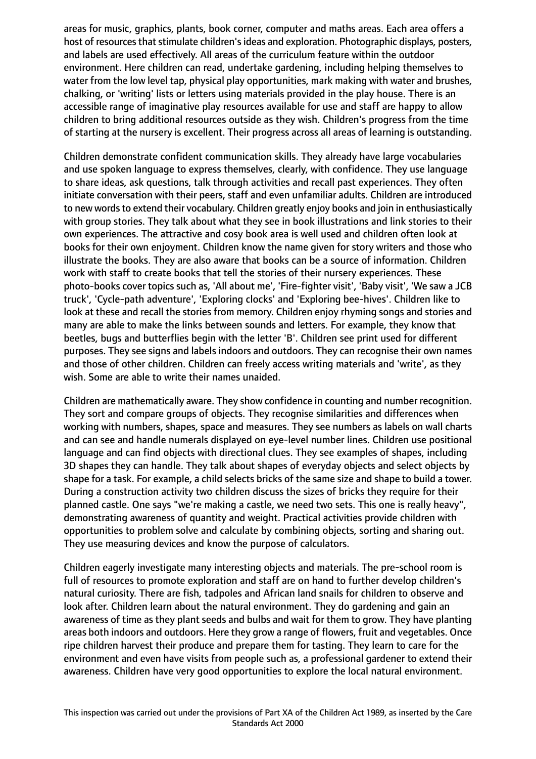areas for music, graphics, plants, book corner, computer and maths areas. Each area offers a host of resources that stimulate children's ideas and exploration. Photographic displays, posters, and labels are used effectively. All areas of the curriculum feature within the outdoor environment. Here children can read, undertake gardening, including helping themselves to water from the low level tap, physical play opportunities, mark making with water and brushes, chalking, or 'writing' lists or letters using materials provided in the play house. There is an accessible range of imaginative play resources available for use and staff are happy to allow children to bring additional resources outside as they wish. Children's progress from the time of starting at the nursery is excellent. Their progress across all areas of learning is outstanding.

Children demonstrate confident communication skills. They already have large vocabularies and use spoken language to express themselves, clearly, with confidence. They use language to share ideas, ask questions, talk through activities and recall past experiences. They often initiate conversation with their peers, staff and even unfamiliar adults. Children are introduced to new words to extend their vocabulary. Children greatly enjoy books and join in enthusiastically with group stories. They talk about what they see in book illustrations and link stories to their own experiences. The attractive and cosy book area is well used and children often look at books for their own enjoyment. Children know the name given for story writers and those who illustrate the books. They are also aware that books can be a source of information. Children work with staff to create books that tell the stories of their nursery experiences. These photo-books cover topics such as, 'All about me', 'Fire-fighter visit', 'Baby visit', 'We saw a JCB truck', 'Cycle-path adventure', 'Exploring clocks' and 'Exploring bee-hives'. Children like to look at these and recall the stories from memory. Children enjoy rhyming songs and stories and many are able to make the links between sounds and letters. For example, they know that beetles, bugs and butterflies begin with the letter 'B'. Children see print used for different purposes. They see signs and labels indoors and outdoors. They can recognise their own names and those of other children. Children can freely access writing materials and 'write', as they wish. Some are able to write their names unaided.

Children are mathematically aware. They show confidence in counting and number recognition. They sort and compare groups of objects. They recognise similarities and differences when working with numbers, shapes, space and measures. They see numbers as labels on wall charts and can see and handle numerals displayed on eye-level number lines. Children use positional language and can find objects with directional clues. They see examples of shapes, including 3D shapes they can handle. They talk about shapes of everyday objects and select objects by shape for a task. For example, a child selects bricks of the same size and shape to build a tower. During a construction activity two children discuss the sizes of bricks they require for their planned castle. One says "we're making a castle, we need two sets. This one is really heavy", demonstrating awareness of quantity and weight. Practical activities provide children with opportunities to problem solve and calculate by combining objects, sorting and sharing out. They use measuring devices and know the purpose of calculators.

Children eagerly investigate many interesting objects and materials. The pre-school room is full of resources to promote exploration and staff are on hand to further develop children's natural curiosity. There are fish, tadpoles and African land snails for children to observe and look after. Children learn about the natural environment. They do gardening and gain an awareness of time as they plant seeds and bulbs and wait for them to grow. They have planting areas both indoors and outdoors. Here they grow a range of flowers, fruit and vegetables. Once ripe children harvest their produce and prepare them for tasting. They learn to care for the environment and even have visits from people such as, a professional gardener to extend their awareness. Children have very good opportunities to explore the local natural environment.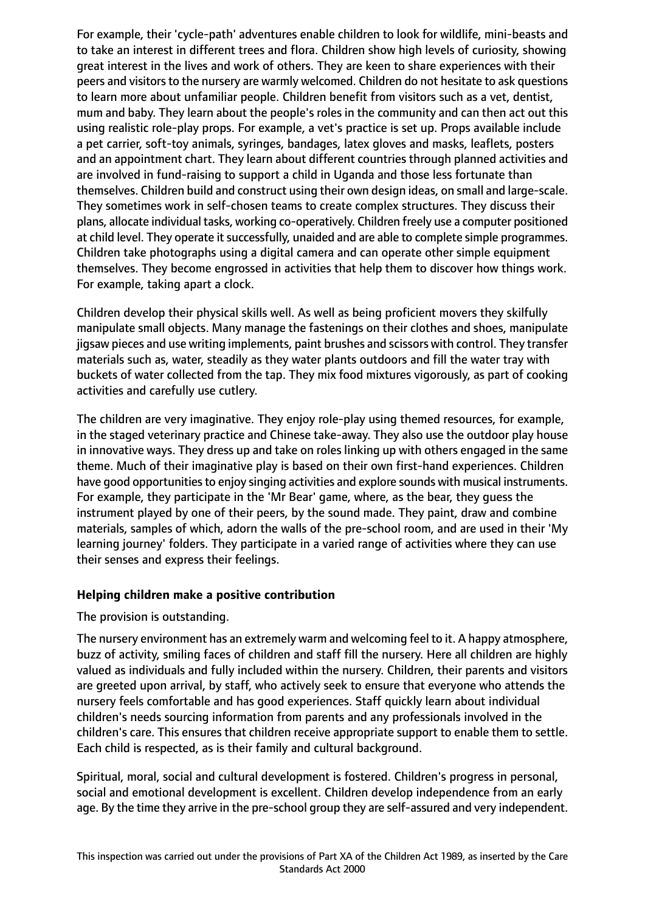For example, their 'cycle-path' adventures enable children to look for wildlife, mini-beasts and to take an interest in different trees and flora. Children show high levels of curiosity, showing great interest in the lives and work of others. They are keen to share experiences with their peers and visitors to the nursery are warmly welcomed. Children do not hesitate to ask questions to learn more about unfamiliar people. Children benefit from visitors such as a vet, dentist, mum and baby. They learn about the people's roles in the community and can then act out this using realistic role-play props. For example, a vet's practice is set up. Props available include a pet carrier, soft-toy animals, syringes, bandages, latex gloves and masks, leaflets, posters and an appointment chart. They learn about different countries through planned activities and are involved in fund-raising to support a child in Uganda and those less fortunate than themselves. Children build and construct using their own design ideas, on small and large-scale. They sometimes work in self-chosen teams to create complex structures. They discuss their plans, allocate individual tasks, working co-operatively. Children freely use a computer positioned at child level. They operate it successfully, unaided and are able to complete simple programmes. Children take photographs using a digital camera and can operate other simple equipment themselves. They become engrossed in activities that help them to discover how things work. For example, taking apart a clock.

Children develop their physical skills well. As well as being proficient movers they skilfully manipulate small objects. Many manage the fastenings on their clothes and shoes, manipulate jigsaw pieces and use writing implements, paint brushes and scissors with control. They transfer materials such as, water, steadily as they water plants outdoors and fill the water tray with buckets of water collected from the tap. They mix food mixtures vigorously, as part of cooking activities and carefully use cutlery.

The children are very imaginative. They enjoy role-play using themed resources, for example, in the staged veterinary practice and Chinese take-away. They also use the outdoor play house in innovative ways. They dress up and take on roles linking up with others engaged in the same theme. Much of their imaginative play is based on their own first-hand experiences. Children have good opportunities to enjoy singing activities and explore sounds with musical instruments. For example, they participate in the 'Mr Bear' game, where, as the bear, they guess the instrument played by one of their peers, by the sound made. They paint, draw and combine materials, samples of which, adorn the walls of the pre-school room, and are used in their 'My learning journey' folders. They participate in a varied range of activities where they can use their senses and express their feelings.

### Helping children make a positive contribution

The provision is outstanding.

The nursery environment has an extremely warm and welcoming feel to it. A happy atmosphere, buzz of activity, smiling faces of children and staff fill the nursery. Here all children are highly valued as individuals and fully included within the nursery. Children, their parents and visitors are greeted upon arrival, by staff, who actively seek to ensure that everyone who attends the nursery feels comfortable and has good experiences. Staff quickly learn about individual children's needs sourcing information from parents and any professionals involved in the children's care. This ensures that children receive appropriate support to enable them to settle. Each child is respected, as is their family and cultural background.

Spiritual, moral, social and cultural development is fostered. Children's progress in personal, social and emotional development is excellent. Children develop independence from an early age. By the time they arrive in the pre-school group they are self-assured and very independent.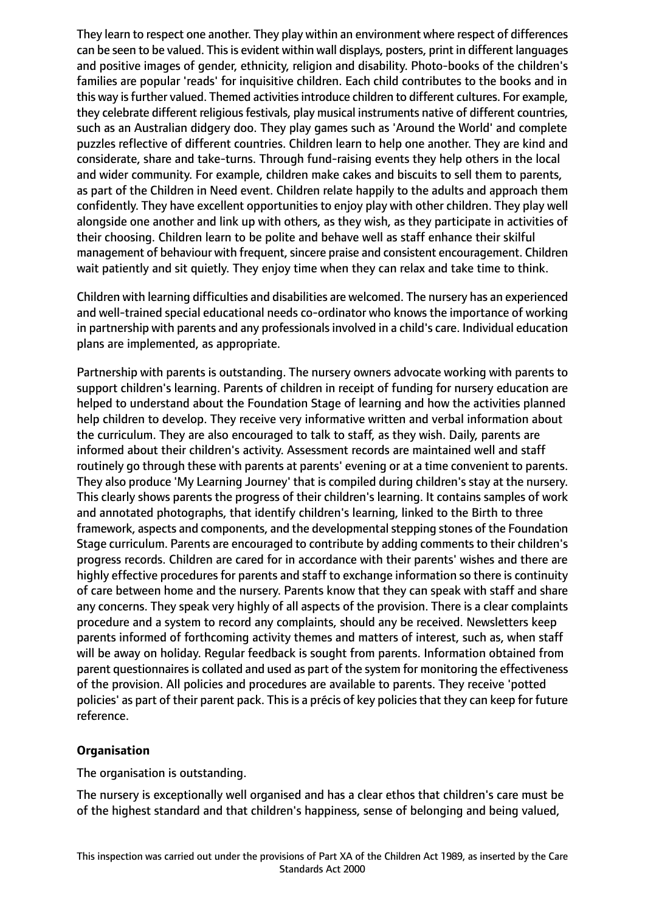They learn to respect one another. They play within an environment where respect of differences can be seen to be valued. This is evident within wall displays, posters, print in different languages and positive images of gender, ethnicity, religion and disability. Photo-books of the children's families are popular 'reads' for inquisitive children. Each child contributes to the books and in this way is further valued. Themed activities introduce children to different cultures. For example, they celebrate different religious festivals, play musical instruments native of different countries, such as an Australian didgery doo. They play games such as 'Around the World' and complete puzzles reflective of different countries. Children learn to help one another. They are kind and considerate, share and take-turns. Through fund-raising events they help others in the local and wider community. For example, children make cakes and biscuits to sell them to parents, as part of the Children in Need event. Children relate happily to the adults and approach them confidently. They have excellent opportunities to enjoy play with other children. They play well alongside one another and link up with others, as they wish, as they participate in activities of their choosing. Children learn to be polite and behave well as staff enhance their skilful management of behaviour with frequent, sincere praise and consistent encouragement. Children wait patiently and sit quietly. They enjoy time when they can relax and take time to think.

Children with learning difficulties and disabilities are welcomed. The nursery has an experienced and well-trained special educational needs co-ordinator who knows the importance of working in partnership with parents and any professionals involved in a child's care. Individual education plans are implemented, as appropriate.

Partnership with parents is outstanding. The nursery owners advocate working with parents to support children's learning. Parents of children in receipt of funding for nursery education are helped to understand about the Foundation Stage of learning and how the activities planned help children to develop. They receive very informative written and verbal information about the curriculum. They are also encouraged to talk to staff, as they wish. Daily, parents are informed about their children's activity. Assessment records are maintained well and staff routinely go through these with parents at parents' evening or at a time convenient to parents. They also produce 'My Learning Journey' that is compiled during children's stay at the nursery. This clearly shows parents the progress of their children's learning. It contains samples of work and annotated photographs, that identify children's learning, linked to the Birth to three framework, aspects and components, and the developmental stepping stones of the Foundation Stage curriculum. Parents are encouraged to contribute by adding comments to their children's progress records. Children are cared for in accordance with their parents' wishes and there are highly effective procedures for parents and staff to exchange information so there is continuity of care between home and the nursery. Parents know that they can speak with staff and share any concerns. They speak very highly of all aspects of the provision. There is a clear complaints procedure and a system to record any complaints, should any be received. Newsletters keep parents informed of forthcoming activity themes and matters of interest, such as, when staff will be away on holiday. Regular feedback is sought from parents. Information obtained from parent questionnaires is collated and used as part of the system for monitoring the effectiveness of the provision. All policies and procedures are available to parents. They receive 'potted policies' as part of their parent pack. This is a précis of key policies that they can keep for future reference.

**Organisation**

The organisation is outstanding.

The nursery is exceptionally well organised and has a clear ethos that children's care must be of the highest standard and that children's happiness, sense of belonging and being valued,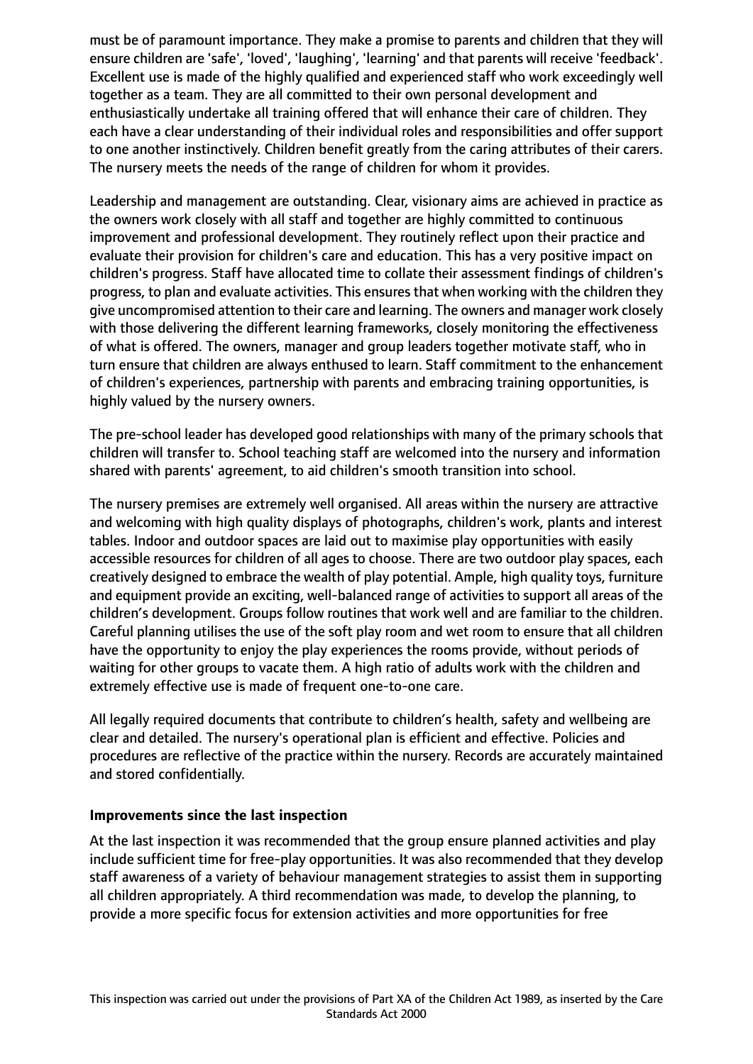must be of paramount importance. They make a promise to parents and children that they will ensure children are 'safe', 'loved', 'laughing', 'learning' and that parents will receive 'feedback'. Excellent use is made of the highly qualified and experienced staff who work exceedingly well together as a team. They are all committed to their own personal development and enthusiastically undertake all training offered that will enhance their care of children. They each have a clear understanding of their individual roles and responsibilities and offer support to one another instinctively. Children benefit greatly from the caring attributes of their carers. The nursery meets the needs of the range of children for whom it provides.

Leadership and management are outstanding. Clear, visionary aims are achieved in practice as the owners work closely with all staff and together are highly committed to continuous improvement and professional development. They routinely reflect upon their practice and evaluate their provision for children's care and education. This has a very positive impact on children's progress. Staff have allocated time to collate their assessment findings of children's progress, to plan and evaluate activities. This ensures that when working with the children they give uncompromised attention to their care and learning. The owners and manager work closely with those delivering the different learning frameworks, closely monitoring the effectiveness of what is offered. The owners, manager and group leaders together motivate staff, who in turn ensure that children are always enthused to learn. Staff commitment to the enhancement of children's experiences, partnership with parents and embracing training opportunities, is highly valued by the nursery owners.

The pre-school leader has developed good relationships with many of the primary schools that children will transfer to. School teaching staff are welcomed into the nursery and information shared with parents' agreement, to aid children's smooth transition into school.

The nursery premises are extremely well organised. All areas within the nursery are attractive and welcoming with high quality displays of photographs, children's work, plants and interest tables. Indoor and outdoor spaces are laid out to maximise play opportunities with easily accessible resources for children of all ages to choose. There are two outdoor play spaces, each creatively designed to embrace the wealth of play potential. Ample, high quality toys, furniture and equipment provide an exciting, well-balanced range of activities to support all areas of the children's development. Groups follow routines that work well and are familiar to the children. Careful planning utilises the use of the soft play room and wet room to ensure that all children have the opportunity to enjoy the play experiences the rooms provide, without periods of waiting for other groups to vacate them. A high ratio of adults work with the children and extremely effective use is made of frequent one-to-one care.

All legally required documents that contribute to children's health, safety and wellbeing are clear and detailed. The nursery's operational plan is efficient and effective. Policies and procedures are reflective of the practice within the nursery. Records are accurately maintained and stored confidentially.

**Improvements since the last inspection**

At the last inspection it was recommended that the group ensure planned activities and play include sufficient time for free-play opportunities. It was also recommended that they develop staff awareness of a variety of behaviour management strategies to assist them in supporting all children appropriately. A third recommendation was made, to develop the planning, to provide a more specific focus for extension activities and more opportunities for free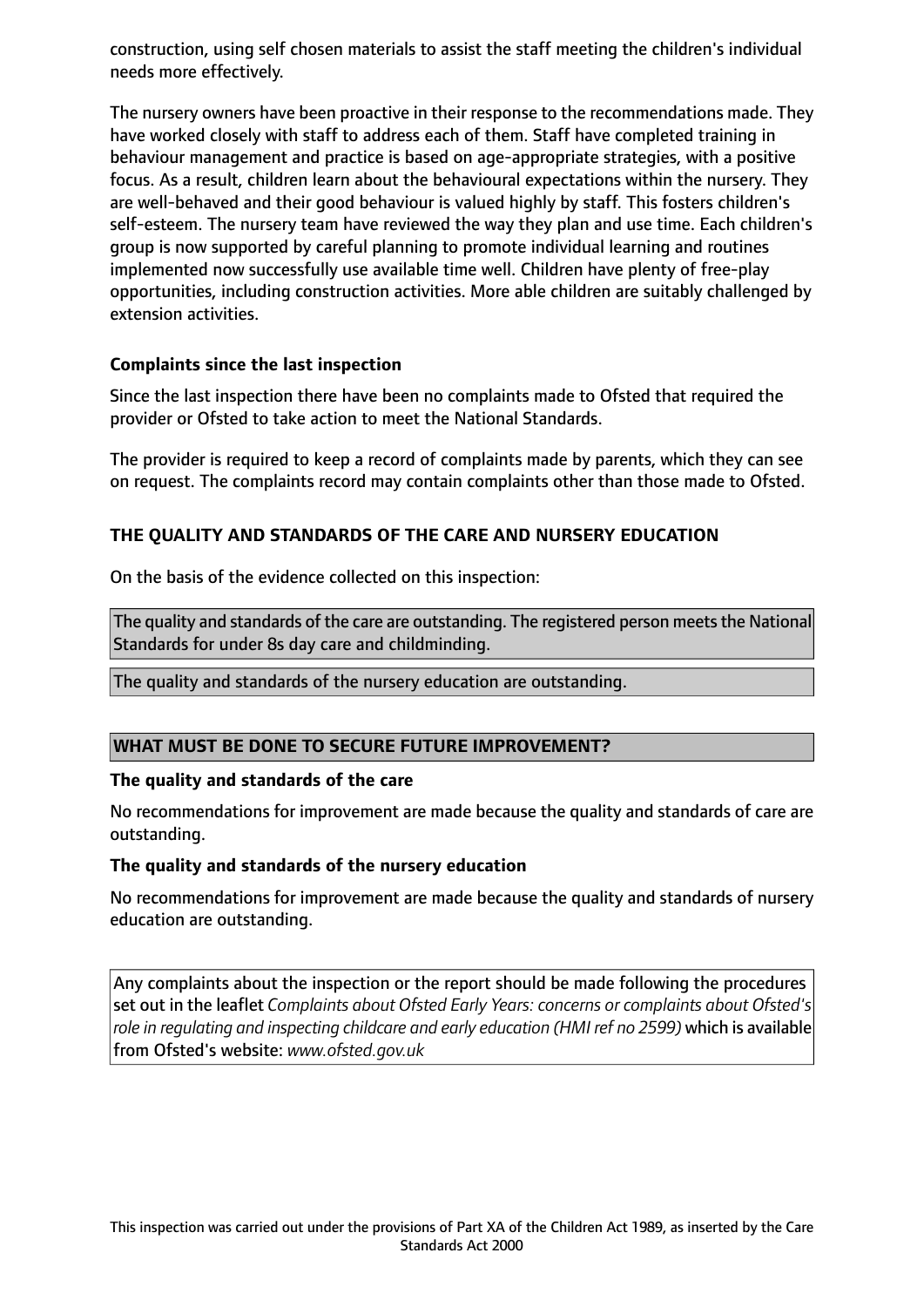construction, using self chosen materials to assist the staff meeting the children's individual needs more effectively.

The nursery owners have been proactive in their response to the recommendations made. They have worked closely with staff to address each of them. Staff have completed training in behaviour management and practice is based on age-appropriate strategies, with a positive focus. As a result, children learn about the behavioural expectations within the nursery. They are well-behaved and their good behaviour is valued highly by staff. This fosters children's self-esteem. The nursery team have reviewed the way they plan and use time. Each children's group is now supported by careful planning to promote individual learning and routines implemented now successfully use available time well. Children have plenty of free-play opportunities, including construction activities. More able children are suitably challenged by extension activities.

**Complaints since the last inspection**

Since the last inspection there have been no complaints made to Ofsted that required the provider or Ofsted to take action to meet the National Standards.

The provider is required to keep a record of complaints made by parents, which they can see on request. The complaints record may contain complaints other than those made to Ofsted.

## THE QUALITY AND STANDARDS OF THE CARE AND NURSERY EDUCATION

On the basis of the evidence collected on this inspection:

The quality and standards of the care are outstanding. The registered person meets the National Standards for under 8s day care and childminding.

The quality and standards of the nursery education are outstanding.

## WHAT MUST BE DONE TO SECURE FUTURE IMPROVEMENT?

**The quality and standards of the care**

No recommendations for improvement are made because the quality and standards of care are outstanding.

**The quality and standards of the nursery education**

No recommendations for improvement are made because the quality and standards of nursery education are outstanding.

Any complaints about the inspection or the report should be made following the procedures set out in the leaflet *Complaints about Ofsted Early Years: concerns or complaints about Ofsted's role in regulating and inspecting childcare and early education (HMI ref no 2599)* which is available from Ofsted's website: *www.ofsted.gov.uk*

This inspection was carried out under the provisions of Part XA of the Children Act 1989, as inserted by the Care Standards Act 2000